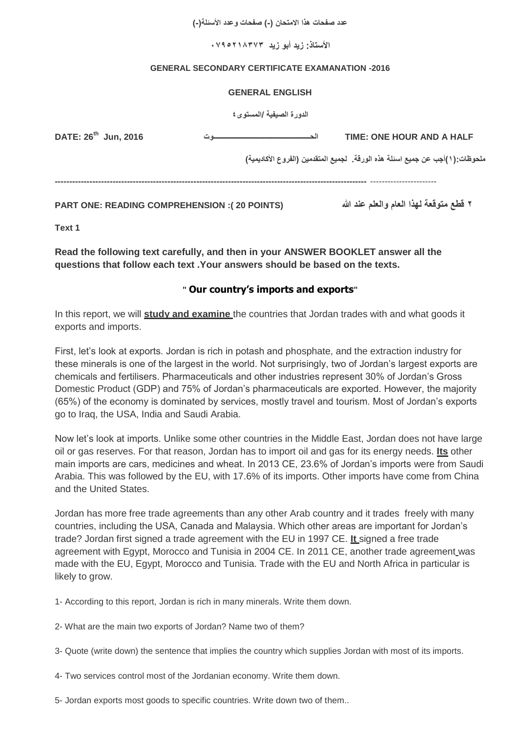عدد صفحات هذا الامتحان (-) صفحات وعدد الأسئلة(-)

الأستاذ: زيد أبو زيد ٠٧٩٥٢١٨٣٧٣

**GENERAL SECONDARY CERTIFICATE EXAMANATION -2016**

**GENERAL ENGLISH**

الدورة الصيفية /المستوى ٤

**DATE: 26th Jun, 2016** الحـــــــــــــــــــــــــــــوت **TIME: ONE HOUR AND A HALF**

ملحوظات:(١)أجب عن جميع اسئلة هذه الورقة. لجميع المتقدمين (الفروع الأكاديمية)

---

**PART ONE: READING COMPREHENSION :( 20 POINTS)** ٢ قطع متوقعة لهذا العام والعلم عند الله

**Text 1**

**Read the following text carefully, and then in your ANSWER BOOKLET answer all the questions that follow each text .Your answers should be based on the texts.**

**" Our country's imports and exports"**

In this report, we will **study and examine** the countries that Jordan trades with and what goods it exports and imports.

First, let's look at exports. Jordan is rich in potash and phosphate, and the extraction industry for these minerals is one of the largest in the world. Not surprisingly, two of Jordan's largest exports are chemicals and fertilisers. Pharmaceuticals and other industries represent 30% of Jordan's Gross Domestic Product (GDP) and 75% of Jordan's pharmaceuticals are exported. However, the majority (65%) of the economy is dominated by services, mostly travel and tourism. Most of Jordan's exports go to Iraq, the USA, India and Saudi Arabia.

Now let's look at imports. Unlike some other countries in the Middle East, Jordan does not have large oil or gas reserves. For that reason, Jordan has to import oil and gas for its energy needs. **Its** other main imports are cars, medicines and wheat. In 2013 CE, 23.6% of Jordan's imports were from Saudi Arabia. This was followed by the EU, with 17.6% of its imports. Other imports have come from China and the United States.

Jordan has more free trade agreements than any other Arab country and it trades freely with many countries, including the USA, Canada and Malaysia. Which other areas are important for Jordan's trade? Jordan first signed a trade agreement with the EU in 1997 CE. **It** signed a free trade agreement with Egypt, Morocco and Tunisia in 2004 CE. In 2011 CE, another trade agreement was made with the EU, Egypt, Morocco and Tunisia. Trade with the EU and North Africa in particular is likely to grow.

1- According to this report, Jordan is rich in many minerals. Write them down.

2- What are the main two exports of Jordan? Name two of them?

3- Quote (write down) the sentence that implies the country which supplies Jordan with most of its imports.

4- Two services control most of the Jordanian economy. Write them down.

5- Jordan exports most goods to specific countries. Write down two of them..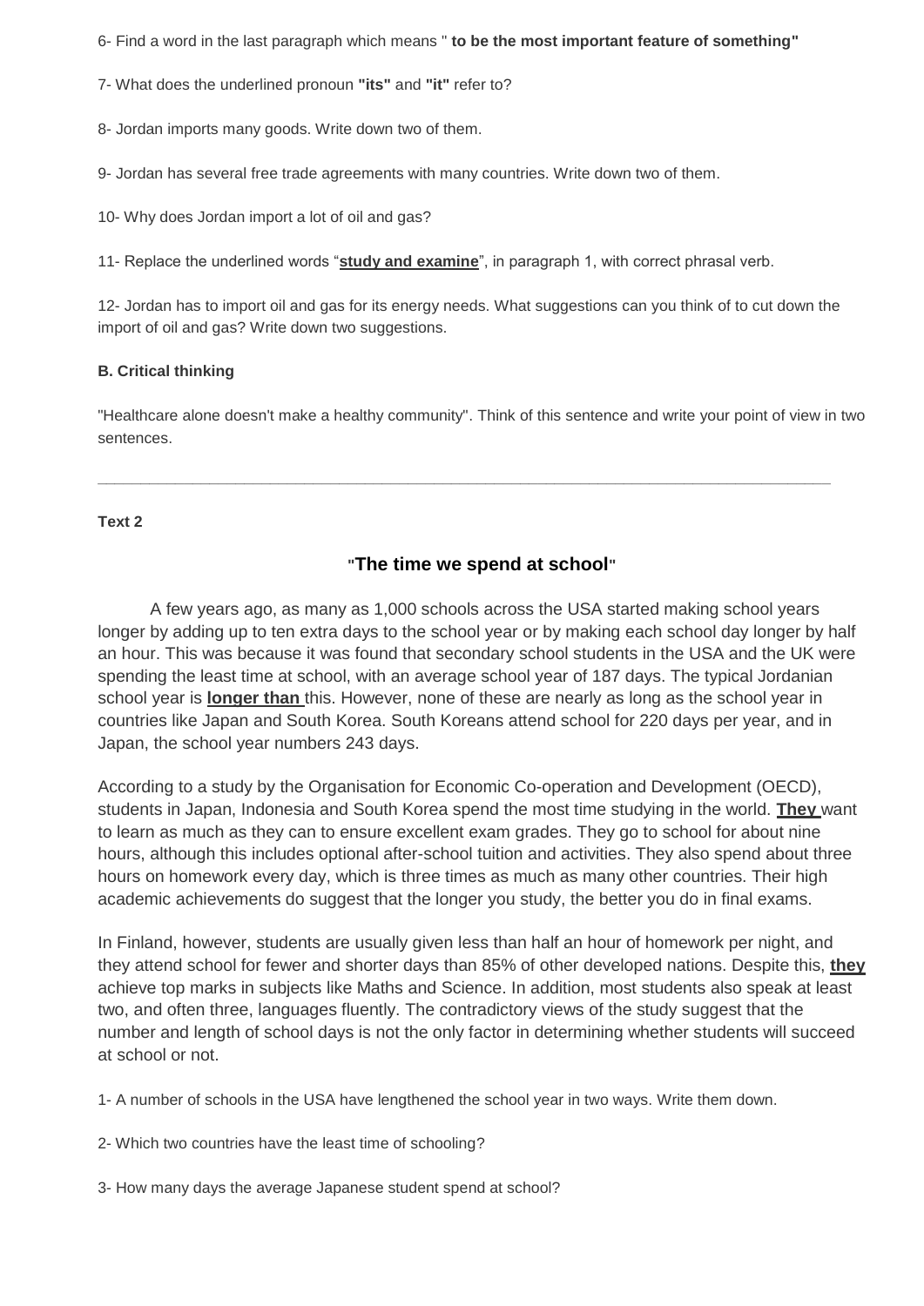6- Find a word in the last paragraph which means " **to be the most important feature of something"**

7- What does the underlined pronoun **"its"** and **"it"** refer to?

8- Jordan imports many goods. Write down two of them.

9- Jordan has several free trade agreements with many countries. Write down two of them.

10- Why does Jordan import a lot of oil and gas?

11- Replace the underlined words "**study and examine**", in paragraph 1, with correct phrasal verb.

12- Jordan has to import oil and gas for its energy needs. What suggestions can you think of to cut down the import of oil and gas? Write down two suggestions.

**B. Critical thinking**

"Healthcare alone doesn't make a healthy community". Think of this sentence and write your point of view in two sentences.

---

**Text 2**

### "The time we spend at school"

A few years ago, as many as 1,000 schools across the USA started making school years longer by adding up to ten extra days to the school year or by making each school day longer by half an hour. This was because it was found that secondary school students in the USA and the UK were spending the least time at school, with an average school year of 187 days. The typical Jordanian school year is **longer than** this. However, none of these are nearly as long as the school year in countries like Japan and South Korea. South Koreans attend school for 220 days per year, and in Japan, the school year numbers 243 days.

According to a study by the Organisation for Economic Co-operation and Development (OECD), students in Japan, Indonesia and South Korea spend the most time studying in the world. **They** want to learn as much as they can to ensure excellent exam grades. They go to school for about nine hours, although this includes optional after-school tuition and activities. They also spend about three hours on homework every day, which is three times as much as many other countries. Their high academic achievements do suggest that the longer you study, the better you do in final exams.

In Finland, however, students are usually given less than half an hour of homework per night, and they attend school for fewer and shorter days than 85% of other developed nations. Despite this, **they** achieve top marks in subjects like Maths and Science. In addition, most students also speak at least two, and often three, languages fluently. The contradictory views of the study suggest that the number and length of school days is not the only factor in determining whether students will succeed at school or not.

1- A number of schools in the USA have lengthened the school year in two ways. Write them down.

2- Which two countries have the least time of schooling?

3- How many days the average Japanese student spend at school?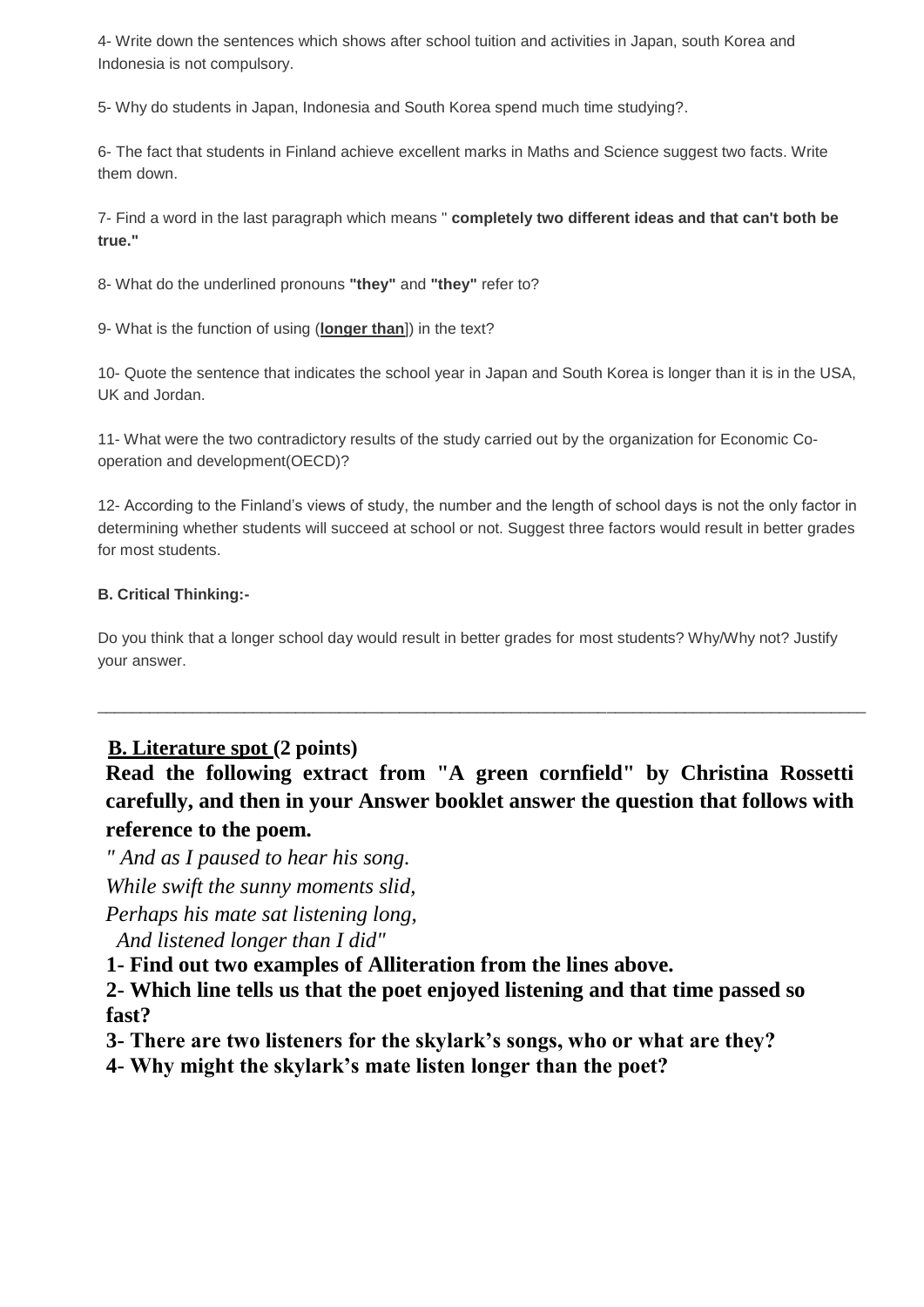4- Write down the sentences which shows after school tuition and activities in Japan, south Korea and Indonesia is not compulsory.

5- Why do students in Japan, Indonesia and South Korea spend much time studying?.

6- The fact that students in Finland achieve excellent marks in Maths and Science suggest two facts. Write them down.

7- Find a word in the last paragraph which means " **completely two different ideas and that can't both be true."**

8- What do the underlined pronouns **"they"** and **"they"** refer to?

9- What is the function of using (**longer than**]) in the text?

10- Quote the sentence that indicates the school year in Japan and South Korea is longer than it is in the USA, UK and Jordan.

11- What were the two contradictory results of the study carried out by the organization for Economic Co-operation and development(OECD)?

12- According to the Finland's views of study, the number and the length of school days is not the only factor in determining whether students will succeed at school or not. Suggest three factors would result in better grades for most students.

**B. Critical Thinking:-**

Do you think that a longer school day would result in better grades for most students? Why/Why not? Justify your answer.

---

## B. Literature spot (2 points)

**Read the following extract from "A green cornfield" by Christina Rossetti carefully, and then in your Answer booklet answer the question that follows with reference to the poem.**

*" And as I paused to hear his song.*
*While swift the sunny moments slid,*
*Perhaps his mate sat listening long,*
*And listened longer than I did"*

**1- Find out two examples of Alliteration from the lines above.**

**2- Which line tells us that the poet enjoyed listening and that time passed so fast?**

**3- There are two listeners for the skylark's songs, who or what are they?**

**4- Why might the skylark's mate listen longer than the poet?**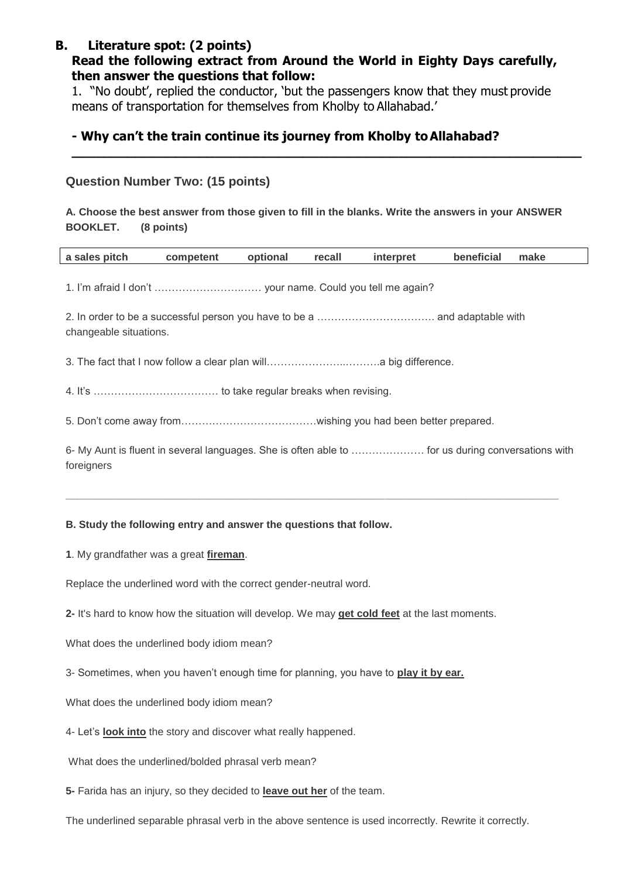## B. Literature spot: (2 points)

**Read the following extract from Around the World in Eighty Days carefully, then answer the questions that follow:**

1. "No doubt', replied the conductor, 'but the passengers know that they must provide means of transportation for themselves from Kholby to Allahabad.'

**- Why can't the train continue its journey from Kholby to Allahabad?**

---

### Question Number Two: (15 points)

**A. Choose the best answer from those given to fill in the blanks. Write the answers in your ANSWER BOOKLET. (8 points)**

| a sales pitch | competent | optional | recall | interpret | beneficial | make |
|---|---|---|---|---|---|---|

1. I'm afraid I don't ………………………..…… your name. Could you tell me again?

2. In order to be a successful person you have to be a ……………………………. and adaptable with changeable situations.

3. The fact that I now follow a clear plan will………………………..……….a big difference.

4. It's ……………………………… to take regular breaks when revising.

5. Don't come away from…………………………………wishing you had been better prepared.

6- My Aunt is fluent in several languages. She is often able to ………………… for us during conversations with foreigners

---

**B. Study the following entry and answer the questions that follow.**

**1**. My grandfather was a great **fireman**.

Replace the underlined word with the correct gender-neutral word.

**2-** It's hard to know how the situation will develop. We may **get cold feet** at the last moments.

What does the underlined body idiom mean?

3- Sometimes, when you haven't enough time for planning, you have to **play it by ear.**

What does the underlined body idiom mean?

4- Let's **look into** the story and discover what really happened.

What does the underlined/bolded phrasal verb mean?

**5-** Farida has an injury, so they decided to **leave out her** of the team.

The underlined separable phrasal verb in the above sentence is used incorrectly. Rewrite it correctly.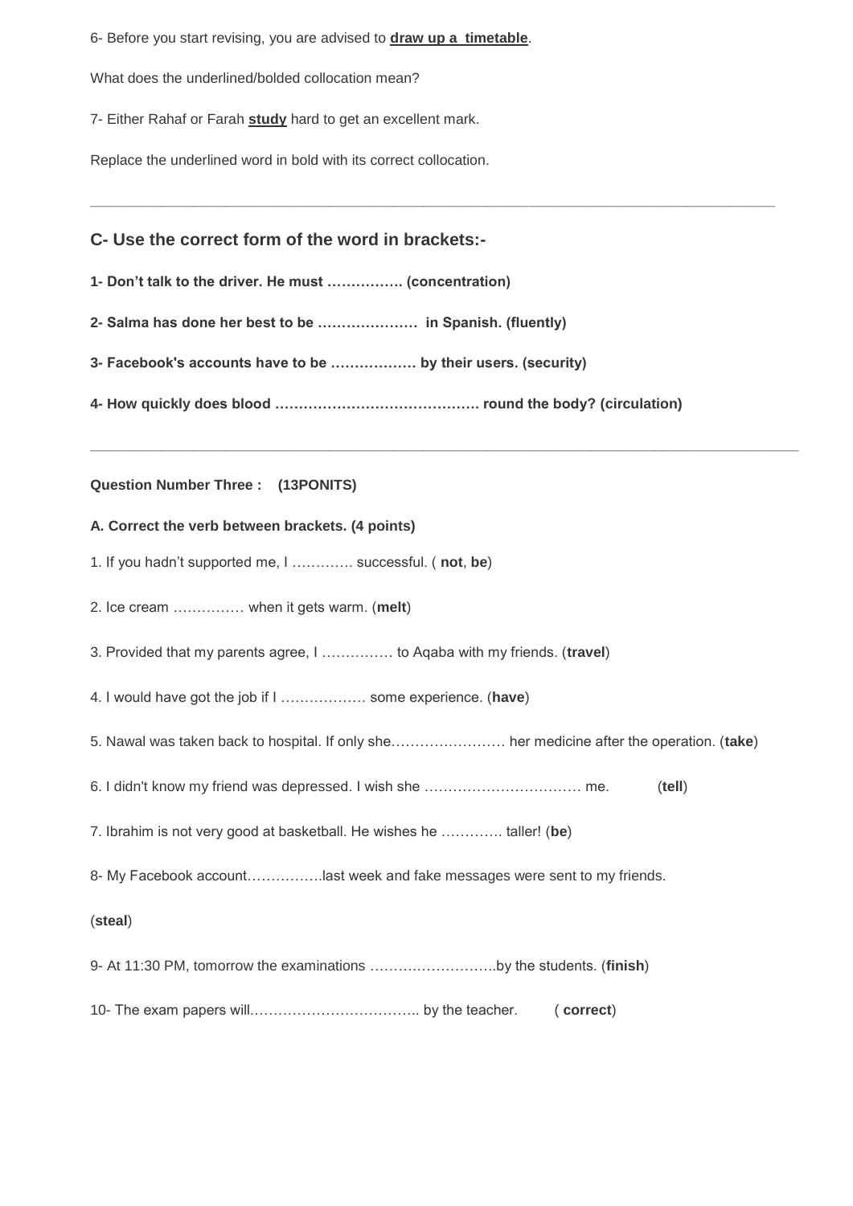6- Before you start revising, you are advised to **draw up a timetable**.

What does the underlined/bolded collocation mean?

7- Either Rahaf or Farah **study** hard to get an excellent mark.

Replace the underlined word in bold with its correct collocation.

---

## C- Use the correct form of the word in brackets:-

**1- Don't talk to the driver. He must ……………. (concentration)**

**2- Salma has done her best to be …………………  in Spanish. (fluently)**

**3- Facebook's accounts have to be ……………… by their users. (security)**

**4- How quickly does blood ……………………………………. round the body? (circulation)**

---

**Question Number Three :    (13PONITS)**

**A. Correct the verb between brackets. (4 points)**

1. If you hadn't supported me, I …………. successful. ( **not**, **be**)

2. Ice cream …………… when it gets warm. (**melt**)

3. Provided that my parents agree, I …………… to Aqaba with my friends. (**travel**)

4. I would have got the job if I ……………… some experience. (**have**)

5. Nawal was taken back to hospital. If only she…………………… her medicine after the operation. (**take**)

6. I didn't know my friend was depressed. I wish she …………………………… me.  (**tell**)

7. Ibrahim is not very good at basketball. He wishes he …………. taller! (**be**)

8- My Facebook account…………….last week and fake messages were sent to my friends.

(**steal**)

9- At 11:30 PM, tomorrow the examinations ……….…………….by the students. (**finish**)

10- The exam papers will.…………………………….. by the teacher.  ( **correct**)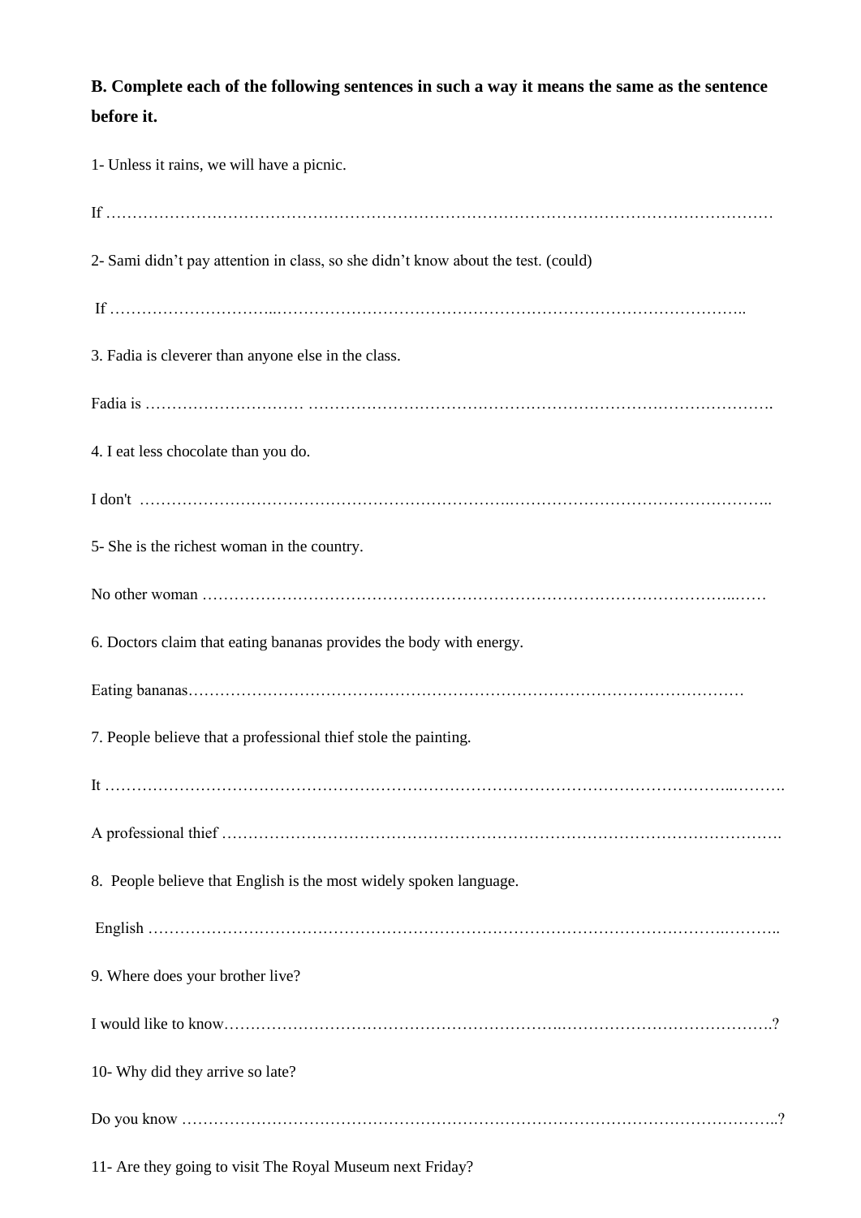**B. Complete each of the following sentences in such a way it means the same as the sentence before it.**

1- Unless it rains, we will have a picnic.

If ……………………………………………………………………………………………………………

2- Sami didn't pay attention in class, so she didn't know about the test. (could)

If …………………………..………………………………………………………………………………..

3. Fadia is cleverer than anyone else in the class.

Fadia is ………………………… …………………………………………………………………………….

4. I eat less chocolate than you do.

I don't ………………………………………………………….…………………………………………..

5- She is the richest woman in the country.

No other woman ……………………………………………………………………………………..……

6. Doctors claim that eating bananas provides the body with energy.

Eating bananas…………………………………………………………………………………………

7. People believe that a professional thief stole the painting.

It ……………………………………………………………………………………………………..……….

A professional thief …………………………………………………………………………………………….

8. People believe that English is the most widely spoken language.

English …………………………………………………………………………………………….………..

9. Where does your brother live?

I would like to know…….……………………………………………….………………………………….?

10- Why did they arrive so late?

Do you know …………………………………………………………………………………………………..?

11- Are they going to visit The Royal Museum next Friday?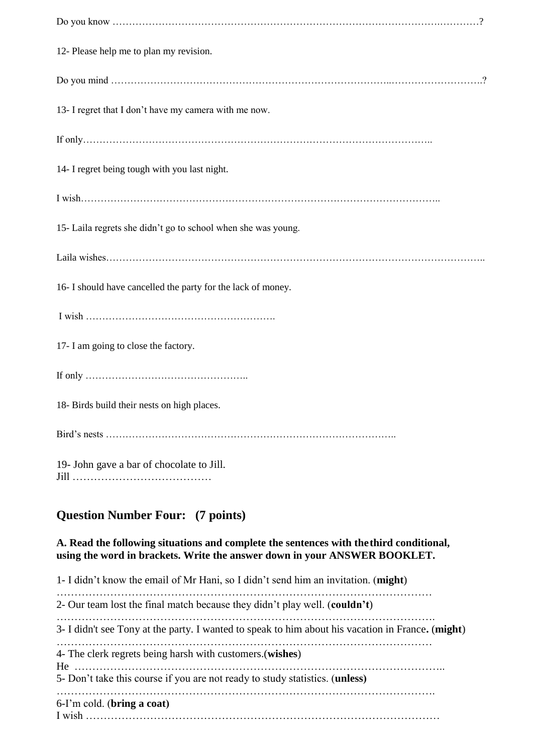Do you know ……………………………………………………………………………………………?

12- Please help me to plan my revision.

Do you mind ………………………………………………………………………………………………?

13- I regret that I don't have my camera with me now.

If only……………………………………………………………………………………………..

14- I regret being tough with you last night.

I wish………………………………………………………………………………………………..

15- Laila regrets she didn't go to school when she was young.

Laila wishes………………………………………………………………………………………………..

16- I should have cancelled the party for the lack of money.

I wish ………………………………………………….

17- I am going to close the factory.

If only ………………………………………..

18- Birds build their nests on high places.

Bird's nests ………………………………………………………………………………..

19- John gave a bar of chocolate to Jill.
Jill …………………………………

## Question Number Four: (7 points)

**A. Read the following situations and complete the sentences with the third conditional, using the word in brackets. Write the answer down in your ANSWER BOOKLET.**

1- I didn't know the email of Mr Hani, so I didn't send him an invitation. (**might**)
…………………………………………………………………………………………
2- Our team lost the final match because they didn't play well. (**couldn't**)
………………………………………………………………………………………….
3- I didn't see Tony at the party. I wanted to speak to him about his vacation in France**.** (**might**)
…………………………………………………………………………………………
4- The clerk regrets being harsh with customers.(**wishes**)
He ………………………………………………………………………………………..
5- Don't take this course if you are not ready to study statistics. (**unless)**
………………………………………………………………………………………….
6-I'm cold. (**bring a coat)**
I wish ……………………………………………………………………………………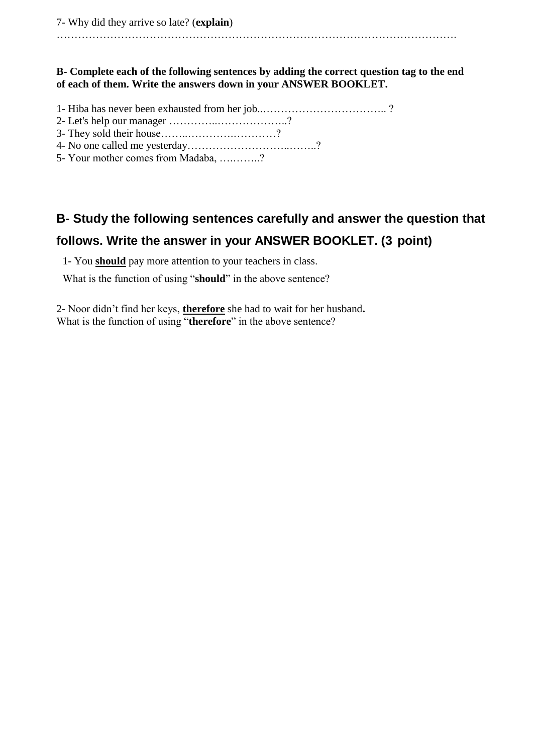7- Why did they arrive so late? (**explain**)

…………………………………………………………………………………………………….

**B- Complete each of the following sentences by adding the correct question tag to the end of each of them. Write the answers down in your ANSWER BOOKLET.**

1- Hiba has never been exhausted from her job..…………………………….. ?
2- Let's help our manager …………..………………..?
3- They sold their house……..………….…………?
4- No one called me yesterday……………………..……..?
5- Your mother comes from Madaba, ….……..?

## B- Study the following sentences carefully and answer the question that follows. Write the answer in your ANSWER BOOKLET. (3 point)

1- You **should** pay more attention to your teachers in class.
What is the function of using "**should**" in the above sentence?

2- Noor didn't find her keys, **therefore** she had to wait for her husband**.**
What is the function of using "**therefore**" in the above sentence?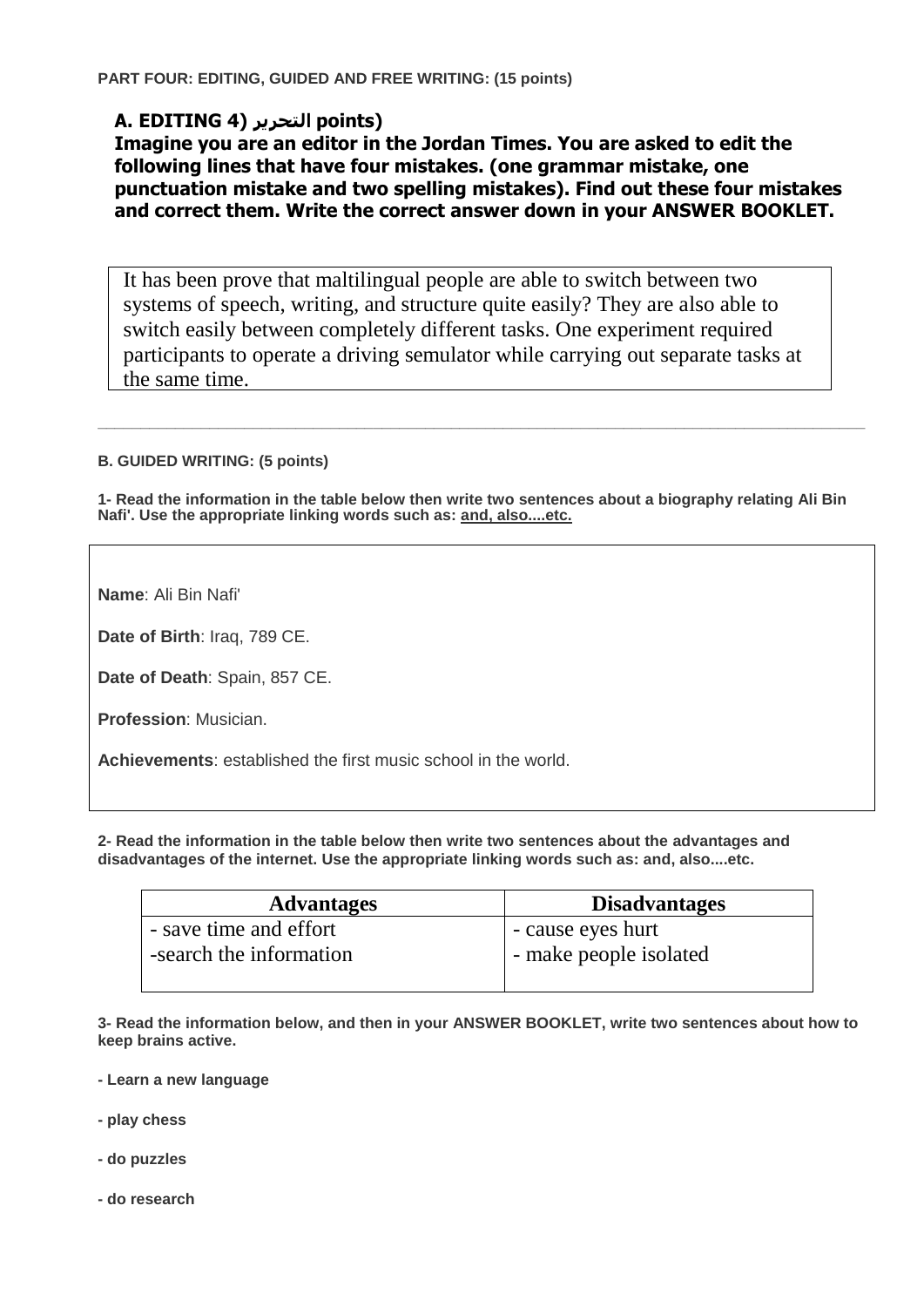**PART FOUR: EDITING, GUIDED AND FREE WRITING: (15 points)**

**A. EDITING 4) التحرير points)**

**Imagine you are an editor in the Jordan Times. You are asked to edit the following lines that have four mistakes. (one grammar mistake, one punctuation mistake and two spelling mistakes). Find out these four mistakes and correct them. Write the correct answer down in your ANSWER BOOKLET.**

> It has been prove that maltilingual people are able to switch between two systems of speech, writing, and structure quite easily? They are also able to switch easily between completely different tasks. One experiment required participants to operate a driving semulator while carrying out separate tasks at the same time.

---

**B. GUIDED WRITING: (5 points)**

**1- Read the information in the table below then write two sentences about a biography relating Ali Bin Nafi'. Use the appropriate linking words such as: and, also....etc.**

> **Name**: Ali Bin Nafi'
>
> **Date of Birth**: Iraq, 789 CE.
>
> **Date of Death**: Spain, 857 CE.
>
> **Profession**: Musician.
>
> **Achievements**: established the first music school in the world.

**2- Read the information in the table below then write two sentences about the advantages and disadvantages of the internet. Use the appropriate linking words such as: and, also....etc.**

| Advantages | Disadvantages |
|---|---|
| - save time and effort<br>-search the information | - cause eyes hurt<br>- make people isolated |

**3- Read the information below, and then in your ANSWER BOOKLET, write two sentences about how to keep brains active.**

**- Learn a new language**

**- play chess**

**- do puzzles**

**- do research**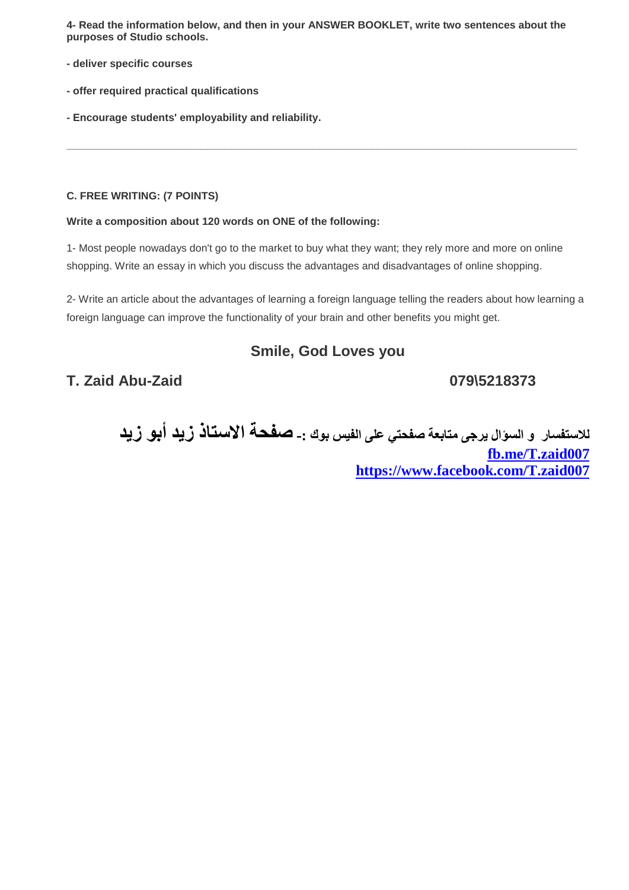**4- Read the information below, and then in your ANSWER BOOKLET, write two sentences about the purposes of Studio schools.**

**- deliver specific courses**

**- offer required practical qualifications**

**- Encourage students' employability and reliability.**

---

**C. FREE WRITING: (7 POINTS)**

**Write a composition about 120 words on ONE of the following:**

1- Most people nowadays don't go to the market to buy what they want; they rely more and more on online shopping. Write an essay in which you discuss the advantages and disadvantages of online shopping.

2- Write an article about the advantages of learning a foreign language telling the readers about how learning a foreign language can improve the functionality of your brain and other benefits you might get.

**Smile, God Loves you**

**T. Zaid Abu-Zaid** **079\5218373**

**للاستفسار و السؤال يرجى متابعة صفحتي على الفيس بوك :- صفحة الاستاذ زيد أبو زيد**

**fb.me/T.zaid007**

**https://www.facebook.com/T.zaid007**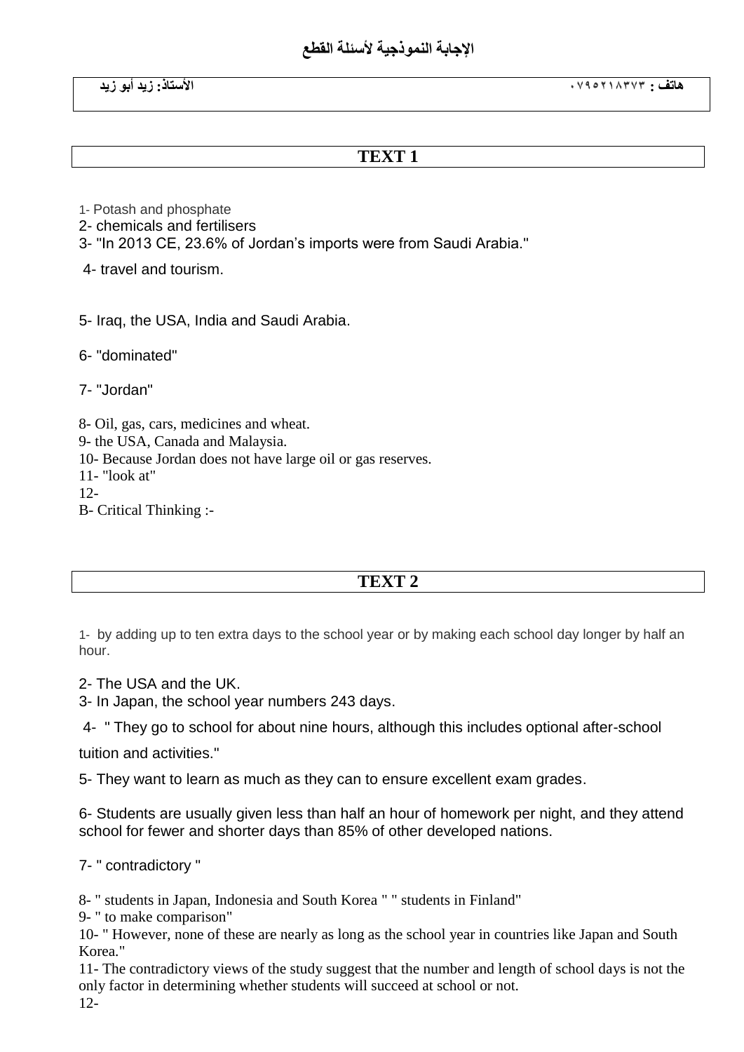# الإجابة النموذجية لأسئلة القطع

**الأستاذ: زيد أبو زيد** **هاتف : ٠٧٩٥٢١٨٣٧٣**

## TEXT 1

1- Potash and phosphate
2- chemicals and fertilisers
3- "In 2013 CE, 23.6% of Jordan's imports were from Saudi Arabia."

4- travel and tourism.

5- Iraq, the USA, India and Saudi Arabia.

6- "dominated"

7- "Jordan"

8- Oil, gas, cars, medicines and wheat.
9- the USA, Canada and Malaysia.
10- Because Jordan does not have large oil or gas reserves.
11- "look at"
12-
B- Critical Thinking :-

## TEXT 2

1- by adding up to ten extra days to the school year or by making each school day longer by half an hour.

2- The USA and the UK.
3- In Japan, the school year numbers 243 days.

4- " They go to school for about nine hours, although this includes optional after-school tuition and activities."

5- They want to learn as much as they can to ensure excellent exam grades.

6- Students are usually given less than half an hour of homework per night, and they attend school for fewer and shorter days than 85% of other developed nations.

7- " contradictory "

8- " students in Japan, Indonesia and South Korea " " students in Finland"
9- " to make comparison"
10- " However, none of these are nearly as long as the school year in countries like Japan and South Korea."
11- The contradictory views of the study suggest that the number and length of school days is not the only factor in determining whether students will succeed at school or not.
12-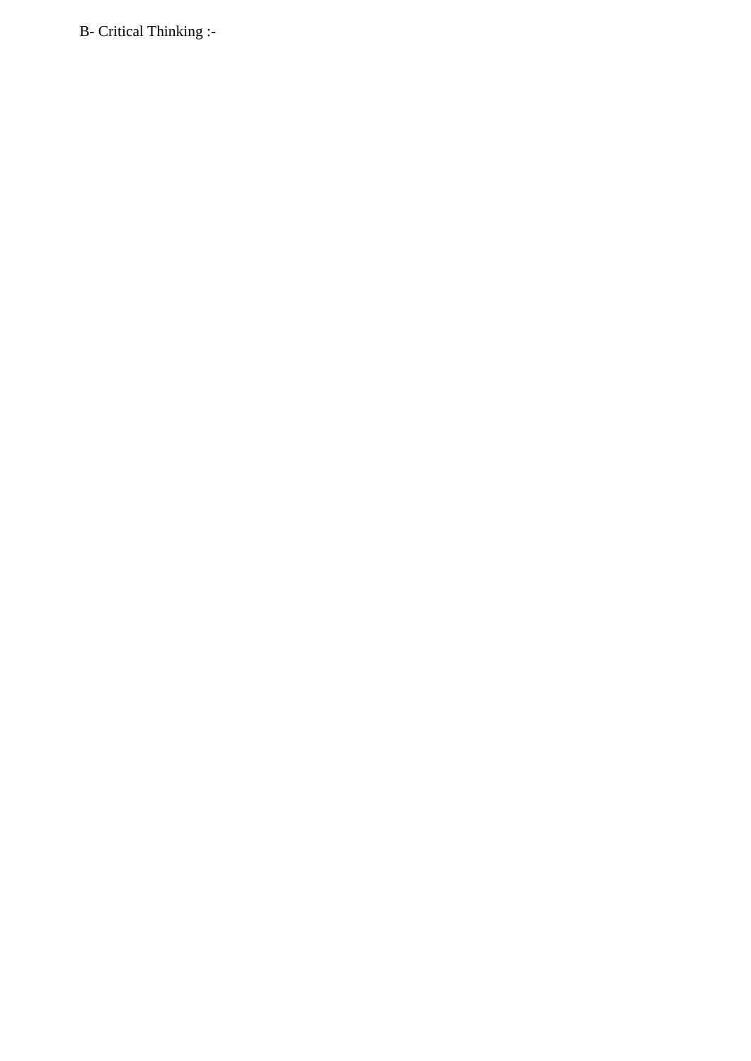B- Critical Thinking :-